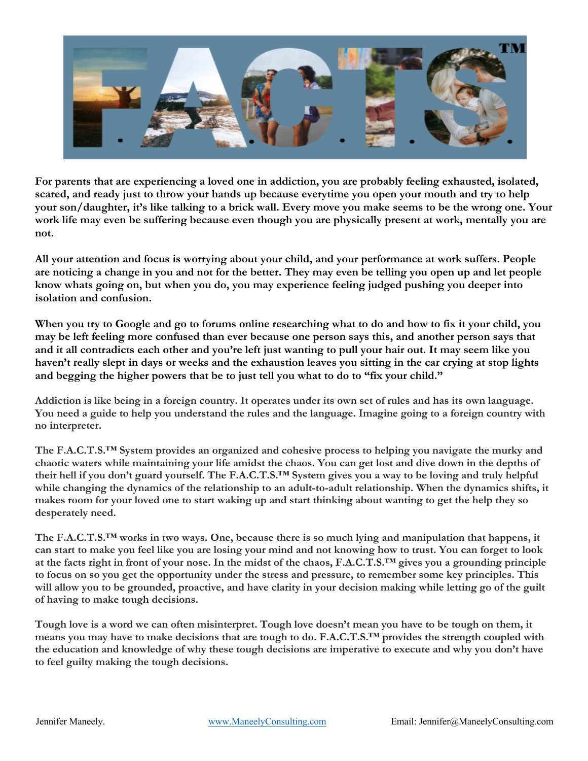# F.A.C.T.S.™

**For parents that are experiencing a loved one in addiction, you are probably feeling exhausted, isolated, scared, and ready just to throw your hands up because everytime you open your mouth and try to help your son/daughter, it's like talking to a brick wall. Every move you make seems to be the wrong one. Your work life may even be suffering because even though you are physically present at work, mentally you are not.**

**All your attention and focus is worrying about your child, and your performance at work suffers. People are noticing a change in you and not for the better. They may even be telling you open up and let people know whats going on, but when you do, you may experience feeling judged pushing you deeper into isolation and confusion.**

**When you try to Google and go to forums online researching what to do and how to fix it your child, you may be left feeling more confused than ever because one person says this, and another person says that and it all contradicts each other and you're left just wanting to pull your hair out. It may seem like you haven't really slept in days or weeks and the exhaustion leaves you sitting in the car crying at stop lights and begging the higher powers that be to just tell you what to do to "fix your child."**

Addiction is like being in a foreign country. It operates under its own set of rules and has its own language. You need a guide to help you understand the rules and the language. Imagine going to a foreign country with no interpreter.

The F.A.C.T.S.™ System provides an organized and cohesive process to helping you navigate the murky and chaotic waters while maintaining your life amidst the chaos. You can get lost and dive down in the depths of their hell if you don't guard yourself. The F.A.C.T.S.™ System gives you a way to be loving and truly helpful while changing the dynamics of the relationship to an adult-to-adult relationship. When the dynamics shifts, it makes room for your loved one to start waking up and start thinking about wanting to get the help they so desperately need.

The F.A.C.T.S.™ works in two ways. One, because there is so much lying and manipulation that happens, it can start to make you feel like you are losing your mind and not knowing how to trust. You can forget to look at the facts right in front of your nose. In the midst of the chaos, F.A.C.T.S.™ gives you a grounding principle to focus on so you get the opportunity under the stress and pressure, to remember some key principles. This will allow you to be grounded, proactive, and have clarity in your decision making while letting go of the guilt of having to make tough decisions.

Tough love is a word we can often misinterpret. Tough love doesn't mean you have to be tough on them, it means you may have to make decisions that are tough to do. F.A.C.T.S.™ provides the strength coupled with the education and knowledge of why these tough decisions are imperative to execute and why you don't have to feel guilty making the tough decisions.

Jennifer Maneely. www.ManeelyConsulting.com Email: Jennifer@ManeelyConsulting.com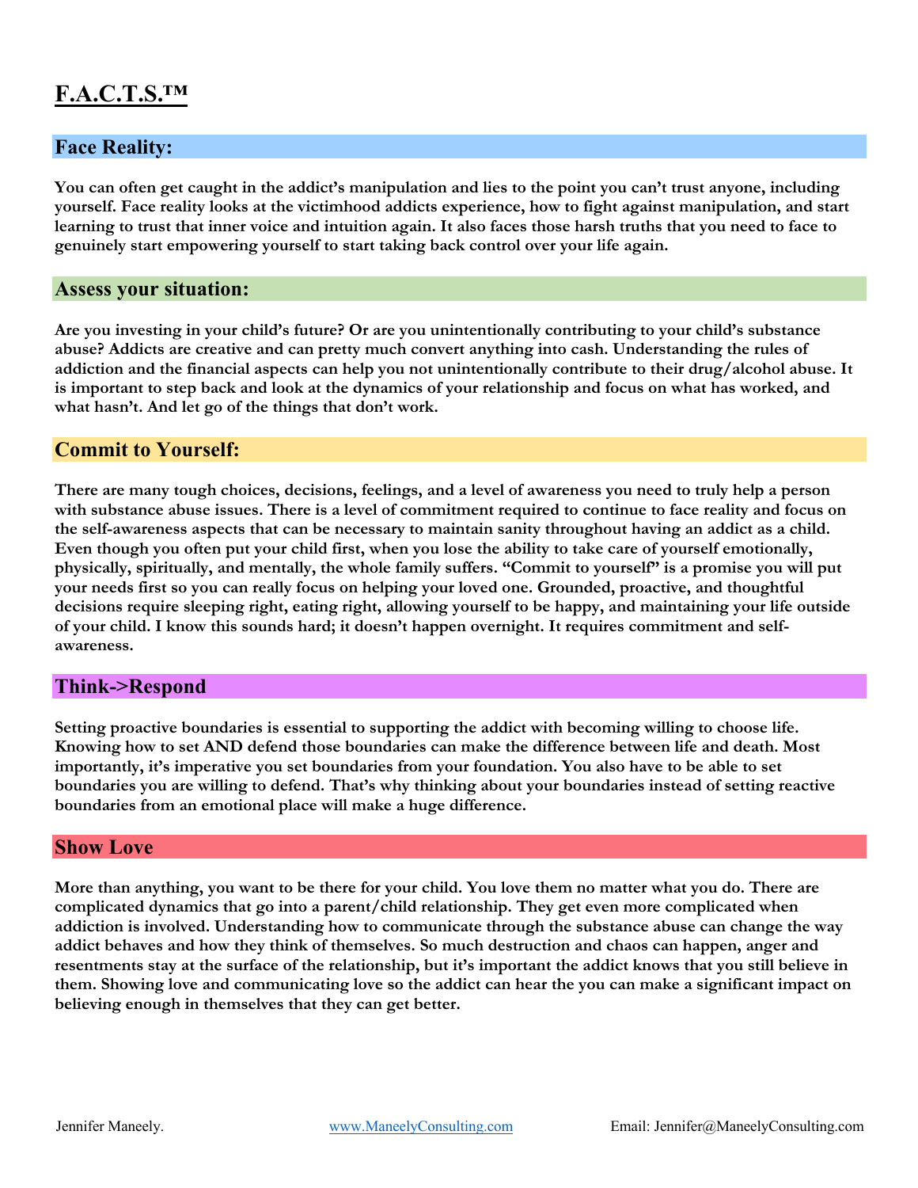# F.A.C.T.S.™

## Face Reality:

**You can often get caught in the addict's manipulation and lies to the point you can't trust anyone, including yourself. Face reality looks at the victimhood addicts experience, how to fight against manipulation, and start learning to trust that inner voice and intuition again. It also faces those harsh truths that you need to face to genuinely start empowering yourself to start taking back control over your life again.**

## Assess your situation:

**Are you investing in your child's future? Or are you unintentionally contributing to your child's substance abuse? Addicts are creative and can pretty much convert anything into cash. Understanding the rules of addiction and the financial aspects can help you not unintentionally contribute to their drug/alcohol abuse. It is important to step back and look at the dynamics of your relationship and focus on what has worked, and what hasn't. And let go of the things that don't work.**

## Commit to Yourself:

**There are many tough choices, decisions, feelings, and a level of awareness you need to truly help a person with substance abuse issues. There is a level of commitment required to continue to face reality and focus on the self-awareness aspects that can be necessary to maintain sanity throughout having an addict as a child. Even though you often put your child first, when you lose the ability to take care of yourself emotionally, physically, spiritually, and mentally, the whole family suffers. "Commit to yourself" is a promise you will put your needs first so you can really focus on helping your loved one. Grounded, proactive, and thoughtful decisions require sleeping right, eating right, allowing yourself to be happy, and maintaining your life outside of your child. I know this sounds hard; it doesn't happen overnight. It requires commitment and self-awareness.**

## Think->Respond

**Setting proactive boundaries is essential to supporting the addict with becoming willing to choose life. Knowing how to set AND defend those boundaries can make the difference between life and death. Most importantly, it's imperative you set boundaries from your foundation. You also have to be able to set boundaries you are willing to defend. That's why thinking about your boundaries instead of setting reactive boundaries from an emotional place will make a huge difference.**

## Show Love

**More than anything, you want to be there for your child. You love them no matter what you do. There are complicated dynamics that go into a parent/child relationship. They get even more complicated when addiction is involved. Understanding how to communicate through the substance abuse can change the way addict behaves and how they think of themselves. So much destruction and chaos can happen, anger and resentments stay at the surface of the relationship, but it's important the addict knows that you still believe in them. Showing love and communicating love so the addict can hear the you can make a significant impact on believing enough in themselves that they can get better.**

Jennifer Maneely. www.ManeelyConsulting.com Email: Jennifer@ManeelyConsulting.com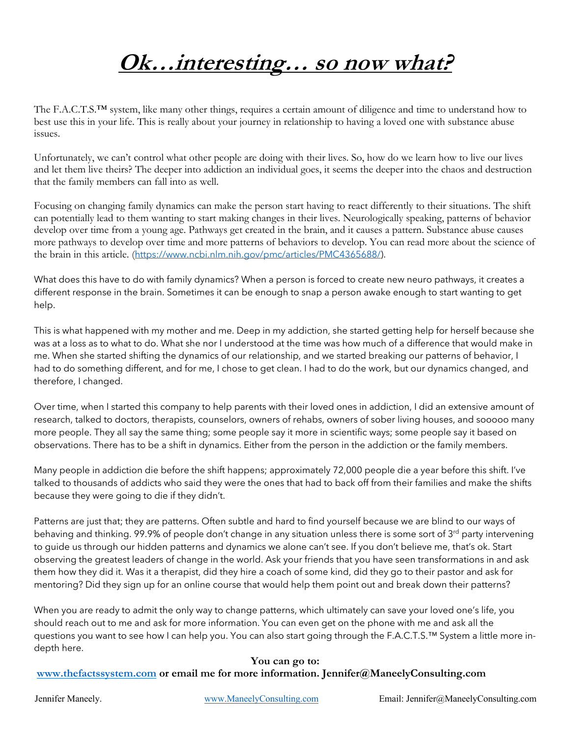# ***Ok…interesting… so now what?***

The F.A.C.T.S.™ system, like many other things, requires a certain amount of diligence and time to understand how to best use this in your life. This is really about your journey in relationship to having a loved one with substance abuse issues.

Unfortunately, we can't control what other people are doing with their lives. So, how do we learn how to live our lives and let them live theirs? The deeper into addiction an individual goes, it seems the deeper into the chaos and destruction that the family members can fall into as well.

Focusing on changing family dynamics can make the person start having to react differently to their situations. The shift can potentially lead to them wanting to start making changes in their lives. Neurologically speaking, patterns of behavior develop over time from a young age. Pathways get created in the brain, and it causes a pattern. Substance abuse causes more pathways to develop over time and more patterns of behaviors to develop. You can read more about the science of the brain in this article. (https://www.ncbi.nlm.nih.gov/pmc/articles/PMC4365688/).

What does this have to do with family dynamics? When a person is forced to create new neuro pathways, it creates a different response in the brain. Sometimes it can be enough to snap a person awake enough to start wanting to get help.

This is what happened with my mother and me. Deep in my addiction, she started getting help for herself because she was at a loss as to what to do. What she nor I understood at the time was how much of a difference that would make in me. When she started shifting the dynamics of our relationship, and we started breaking our patterns of behavior, I had to do something different, and for me, I chose to get clean. I had to do the work, but our dynamics changed, and therefore, I changed.

Over time, when I started this company to help parents with their loved ones in addiction, I did an extensive amount of research, talked to doctors, therapists, counselors, owners of rehabs, owners of sober living houses, and sooooo many more people. They all say the same thing; some people say it more in scientific ways; some people say it based on observations. There has to be a shift in dynamics. Either from the person in the addiction or the family members.

Many people in addiction die before the shift happens; approximately 72,000 people die a year before this shift. I've talked to thousands of addicts who said they were the ones that had to back off from their families and make the shifts because they were going to die if they didn't.

Patterns are just that; they are patterns. Often subtle and hard to find yourself because we are blind to our ways of behaving and thinking. 99.9% of people don't change in any situation unless there is some sort of 3rd party intervening to guide us through our hidden patterns and dynamics we alone can't see. If you don't believe me, that's ok. Start observing the greatest leaders of change in the world. Ask your friends that you have seen transformations in and ask them how they did it. Was it a therapist, did they hire a coach of some kind, did they go to their pastor and ask for mentoring? Did they sign up for an online course that would help them point out and break down their patterns?

When you are ready to admit the only way to change patterns, which ultimately can save your loved one's life, you should reach out to me and ask for more information. You can even get on the phone with me and ask all the questions you want to see how I can help you. You can also start going through the F.A.C.T.S.™ System a little more in-depth here.

**You can go to:**

**www.thefactssystem.com or email me for more information. Jennifer@ManeelyConsulting.com**